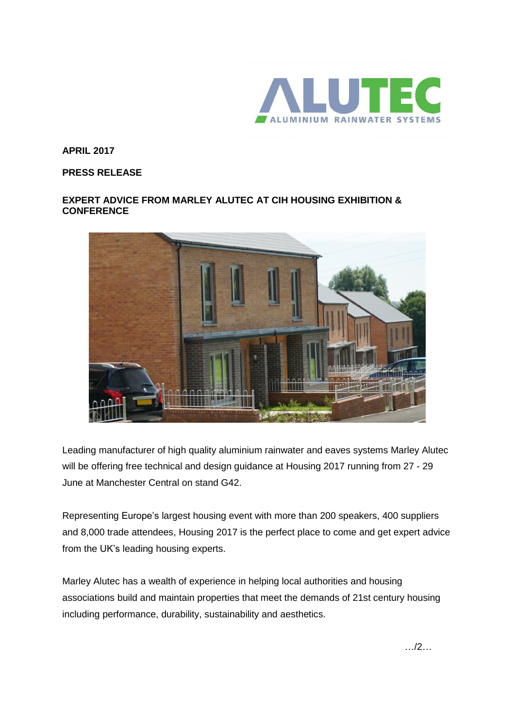**APRIL 2017**

**PRESS RELEASE**

**EXPERT ADVICE FROM MARLEY ALUTEC AT CIH HOUSING EXHIBITION & CONFERENCE**

Leading manufacturer of high quality aluminium rainwater and eaves systems Marley Alutec will be offering free technical and design guidance at Housing 2017 running from 27 - 29 June at Manchester Central on stand G42.

Representing Europe's largest housing event with more than 200 speakers, 400 suppliers and 8,000 trade attendees, Housing 2017 is the perfect place to come and get expert advice from the UK's leading housing experts.

Marley Alutec has a wealth of experience in helping local authorities and housing associations build and maintain properties that meet the demands of 21st century housing including performance, durability, sustainability and aesthetics.

…/2…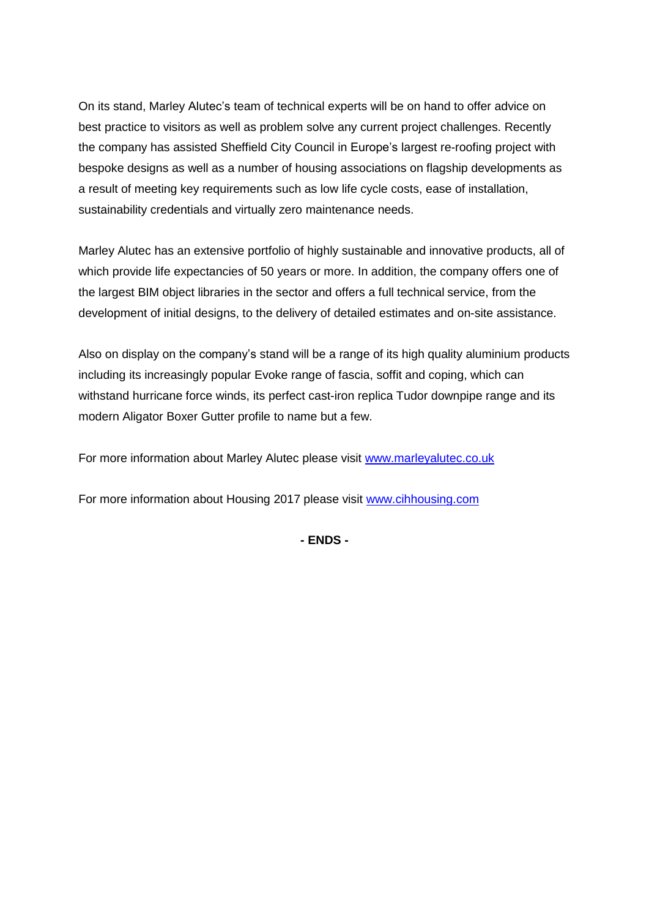On its stand, Marley Alutec's team of technical experts will be on hand to offer advice on best practice to visitors as well as problem solve any current project challenges. Recently the company has assisted Sheffield City Council in Europe's largest re-roofing project with bespoke designs as well as a number of housing associations on flagship developments as a result of meeting key requirements such as low life cycle costs, ease of installation, sustainability credentials and virtually zero maintenance needs.

Marley Alutec has an extensive portfolio of highly sustainable and innovative products, all of which provide life expectancies of 50 years or more. In addition, the company offers one of the largest BIM object libraries in the sector and offers a full technical service, from the development of initial designs, to the delivery of detailed estimates and on-site assistance.

Also on display on the company's stand will be a range of its high quality aluminium products including its increasingly popular Evoke range of fascia, soffit and coping, which can withstand hurricane force winds, its perfect cast-iron replica Tudor downpipe range and its modern Aligator Boxer Gutter profile to name but a few.

For more information about Marley Alutec please visit [www.marleyalutec.co.uk](http://www.marleyalutec.co.uk)

For more information about Housing 2017 please visit [www.cihhousing.com](http://www.cihhousing.com)

**- ENDS -**